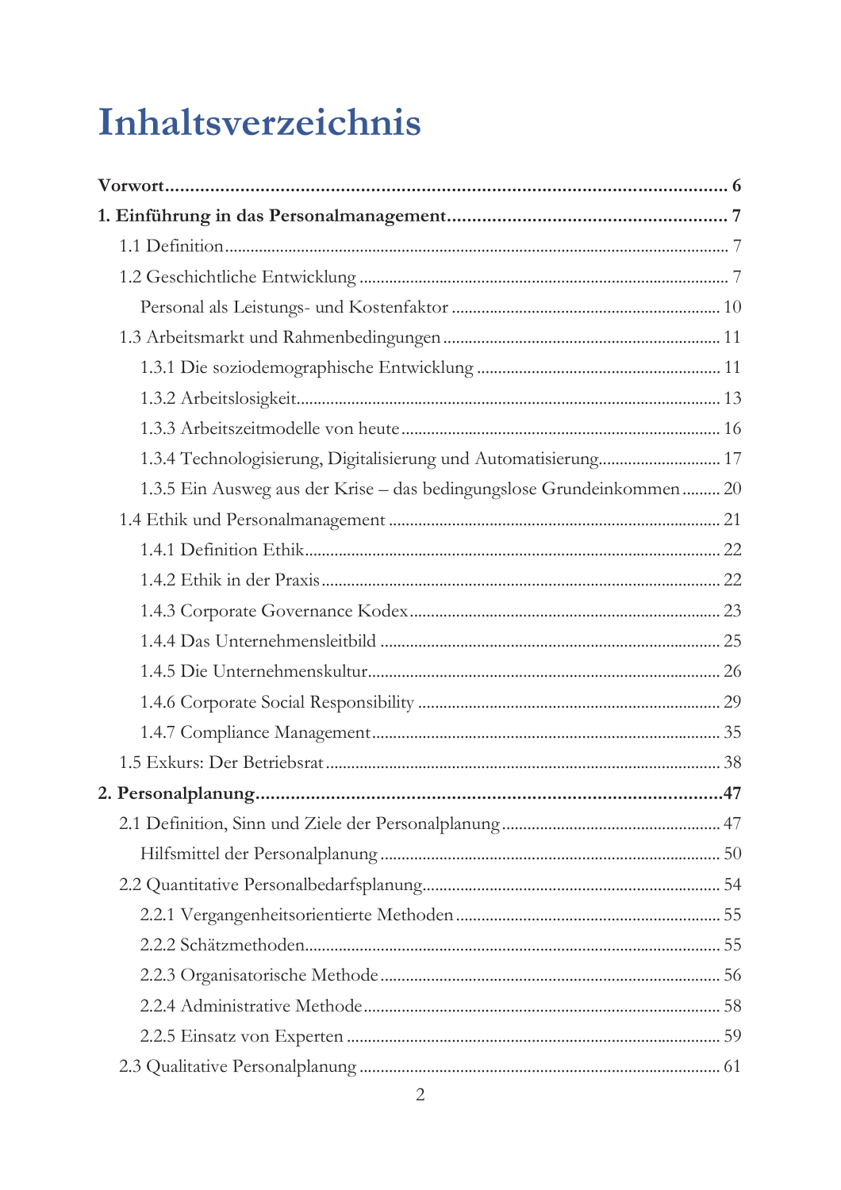# Inhaltsverzeichnis

**Vorwort** ..... **6**

**1. Einführung in das Personalmanagement** ..... **7**

- 1.1 Definition ..... 7
- 1.2 Geschichtliche Entwicklung ..... 7
  - Personal als Leistungs- und Kostenfaktor ..... 10
- 1.3 Arbeitsmarkt und Rahmenbedingungen ..... 11
  - 1.3.1 Die soziodemographische Entwicklung ..... 11
  - 1.3.2 Arbeitslosigkeit ..... 13
  - 1.3.3 Arbeitszeitmodelle von heute ..... 16
  - 1.3.4 Technologisierung, Digitalisierung und Automatisierung ..... 17
  - 1.3.5 Ein Ausweg aus der Krise – das bedingungslose Grundeinkommen ..... 20
- 1.4 Ethik und Personalmanagement ..... 21
  - 1.4.1 Definition Ethik ..... 22
  - 1.4.2 Ethik in der Praxis ..... 22
  - 1.4.3 Corporate Governance Kodex ..... 23
  - 1.4.4 Das Unternehmensleitbild ..... 25
  - 1.4.5 Die Unternehmenskultur ..... 26
  - 1.4.6 Corporate Social Responsibility ..... 29
  - 1.4.7 Compliance Management ..... 35
- 1.5 Exkurs: Der Betriebsrat ..... 38

**2. Personalplanung** ..... **47**

- 2.1 Definition, Sinn und Ziele der Personalplanung ..... 47
  - Hilfsmittel der Personalplanung ..... 50
- 2.2 Quantitative Personalbedarfsplanung ..... 54
  - 2.2.1 Vergangenheitsorientierte Methoden ..... 55
  - 2.2.2 Schätzmethoden ..... 55
  - 2.2.3 Organisatorische Methode ..... 56
  - 2.2.4 Administrative Methode ..... 58
  - 2.2.5 Einsatz von Experten ..... 59
- 2.3 Qualitative Personalplanung ..... 61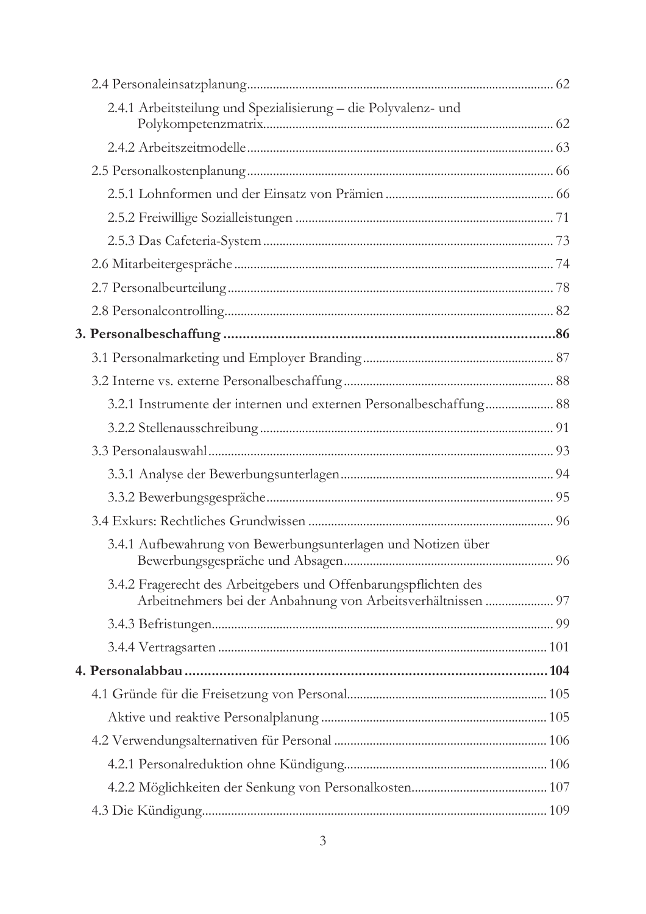2.4 Personaleinsatzplanung ..... 62

2.4.1 Arbeitsteilung und Spezialisierung – die Polyvalenz- und Polykompetenzmatrix ..... 62

2.4.2 Arbeitszeitmodelle ..... 63

2.5 Personalkostenplanung ..... 66

2.5.1 Lohnformen und der Einsatz von Prämien ..... 66

2.5.2 Freiwillige Sozialleistungen ..... 71

2.5.3 Das Cafeteria-System ..... 73

2.6 Mitarbeitergespräche ..... 74

2.7 Personalbeurteilung ..... 78

2.8 Personalcontrolling ..... 82

**3. Personalbeschaffung ..... 86**

3.1 Personalmarketing und Employer Branding ..... 87

3.2 Interne vs. externe Personalbeschaffung ..... 88

3.2.1 Instrumente der internen und externen Personalbeschaffung ..... 88

3.2.2 Stellenausschreibung ..... 91

3.3 Personalauswahl ..... 93

3.3.1 Analyse der Bewerbungsunterlagen ..... 94

3.3.2 Bewerbungsgespräche ..... 95

3.4 Exkurs: Rechtliches Grundwissen ..... 96

3.4.1 Aufbewahrung von Bewerbungsunterlagen und Notizen über Bewerbungsgespräche und Absagen ..... 96

3.4.2 Fragerecht des Arbeitgebers und Offenbarungspflichten des Arbeitnehmers bei der Anbahnung von Arbeitsverhältnissen ..... 97

3.4.3 Befristungen ..... 99

3.4.4 Vertragsarten ..... 101

**4. Personalabbau ..... 104**

4.1 Gründe für die Freisetzung von Personal ..... 105

Aktive und reaktive Personalplanung ..... 105

4.2 Verwendungsalternativen für Personal ..... 106

4.2.1 Personalreduktion ohne Kündigung ..... 106

4.2.2 Möglichkeiten der Senkung von Personalkosten ..... 107

4.3 Die Kündigung ..... 109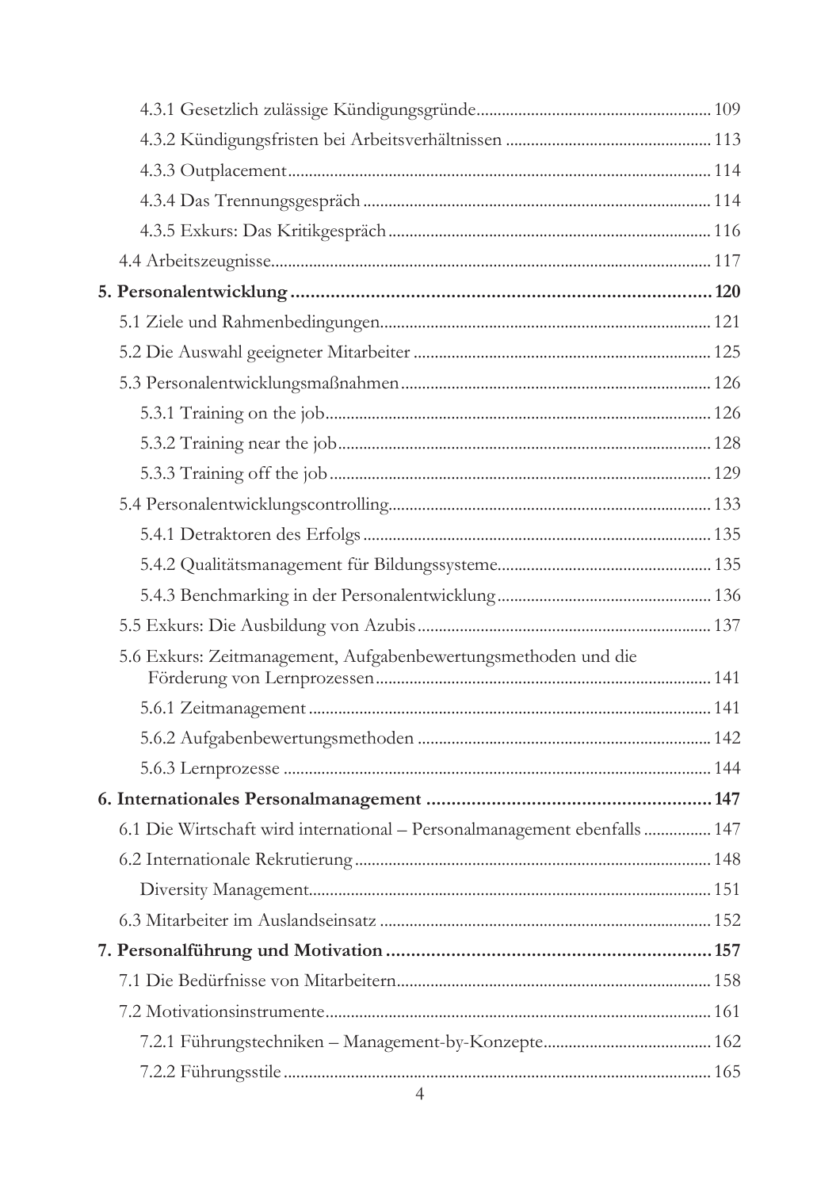4.3.1 Gesetzlich zulässige Kündigungsgründe ........ 109
4.3.2 Kündigungsfristen bei Arbeitsverhältnissen ........ 113
4.3.3 Outplacement ........ 114
4.3.4 Das Trennungsgespräch ........ 114
4.3.5 Exkurs: Das Kritikgespräch ........ 116
4.4 Arbeitszeugnisse ........ 117

**5. Personalentwicklung ........ 120**

5.1 Ziele und Rahmenbedingungen ........ 121
5.2 Die Auswahl geeigneter Mitarbeiter ........ 125
5.3 Personalentwicklungsmaßnahmen ........ 126
5.3.1 Training on the job ........ 126
5.3.2 Training near the job ........ 128
5.3.3 Training off the job ........ 129
5.4 Personalentwicklungscontrolling ........ 133
5.4.1 Detraktoren des Erfolgs ........ 135
5.4.2 Qualitätsmanagement für Bildungssysteme ........ 135
5.4.3 Benchmarking in der Personalentwicklung ........ 136
5.5 Exkurs: Die Ausbildung von Azubis ........ 137
5.6 Exkurs: Zeitmanagement, Aufgabenbewertungsmethoden und die Förderung von Lernprozessen ........ 141
5.6.1 Zeitmanagement ........ 141
5.6.2 Aufgabenbewertungsmethoden ........ 142
5.6.3 Lernprozesse ........ 144

**6. Internationales Personalmanagement ........ 147**

6.1 Die Wirtschaft wird international – Personalmanagement ebenfalls ........ 147
6.2 Internationale Rekrutierung ........ 148
Diversity Management ........ 151
6.3 Mitarbeiter im Auslandseinsatz ........ 152

**7. Personalführung und Motivation ........ 157**

7.1 Die Bedürfnisse von Mitarbeitern ........ 158
7.2 Motivationsinstrumente ........ 161
7.2.1 Führungstechniken – Management-by-Konzepte ........ 162
7.2.2 Führungsstile ........ 165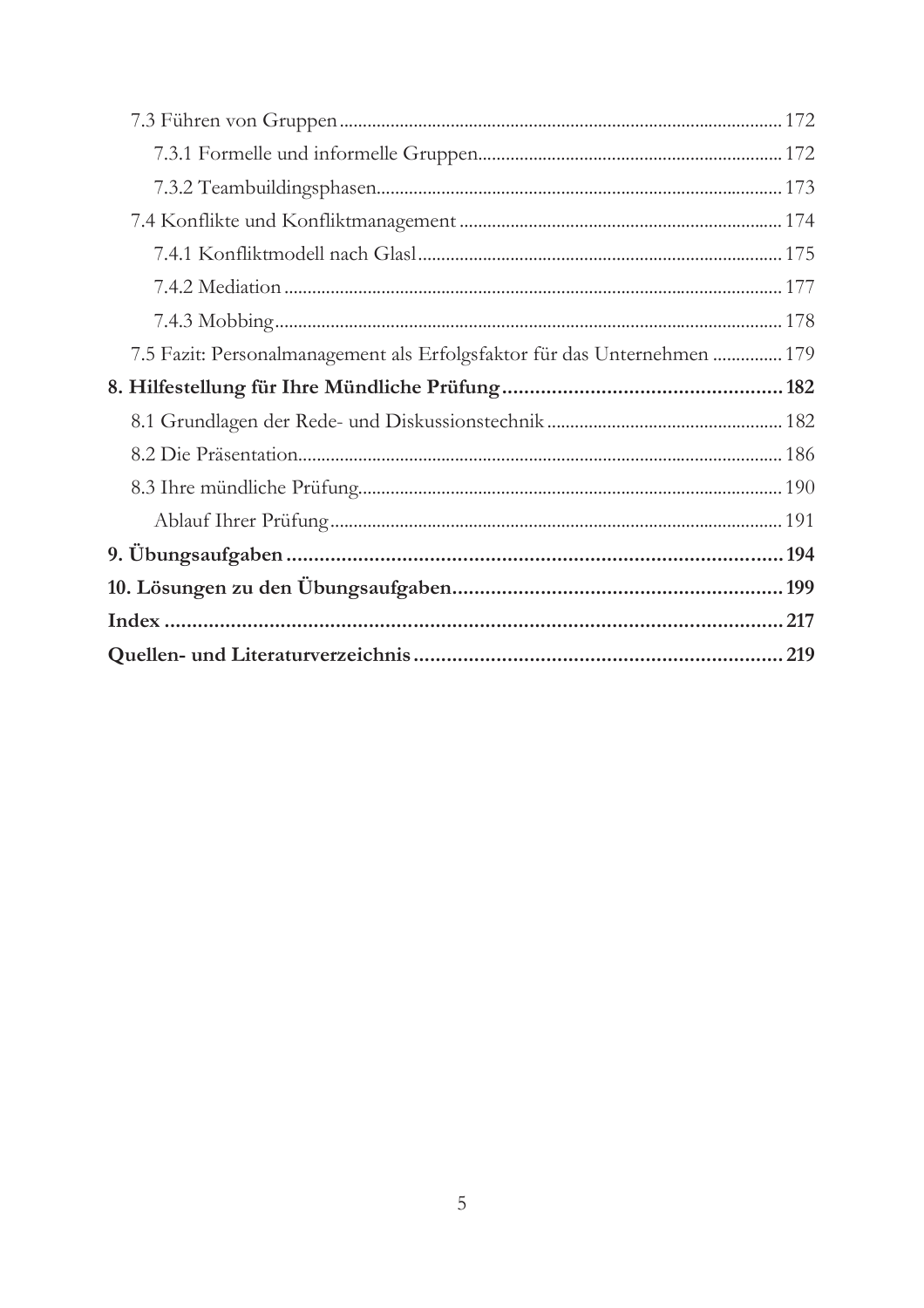7.3 Führen von Gruppen ... 172

7.3.1 Formelle und informelle Gruppen ... 172

7.3.2 Teambuildingsphasen ... 173

7.4 Konflikte und Konfliktmanagement ... 174

7.4.1 Konfliktmodell nach Glasl ... 175

7.4.2 Mediation ... 177

7.4.3 Mobbing ... 178

7.5 Fazit: Personalmanagement als Erfolgsfaktor für das Unternehmen ... 179

**8. Hilfestellung für Ihre Mündliche Prüfung ... 182**

8.1 Grundlagen der Rede- und Diskussionstechnik ... 182

8.2 Die Präsentation ... 186

8.3 Ihre mündliche Prüfung ... 190

Ablauf Ihrer Prüfung ... 191

**9. Übungsaufgaben ... 194**

**10. Lösungen zu den Übungsaufgaben ... 199**

**Index ... 217**

**Quellen- und Literaturverzeichnis ... 219**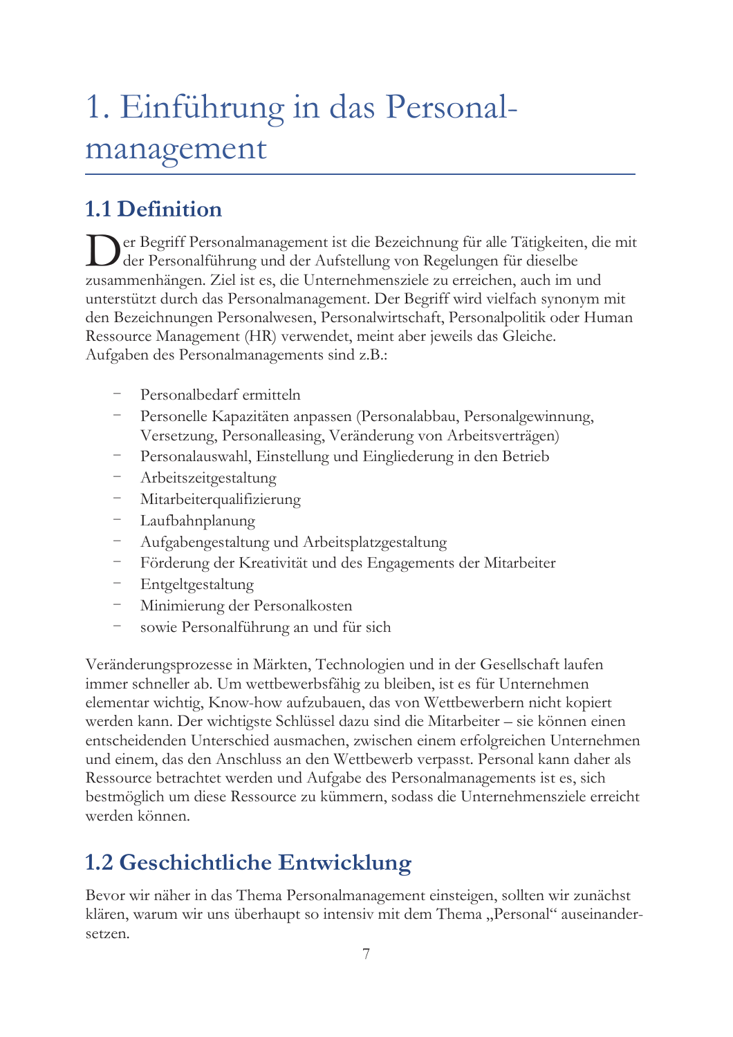# 1. Einführung in das Personalmanagement

## 1.1 Definition

Der Begriff Personalmanagement ist die Bezeichnung für alle Tätigkeiten, die mit der Personalführung und der Aufstellung von Regelungen für dieselbe zusammenhängen. Ziel ist es, die Unternehmensziele zu erreichen, auch im und unterstützt durch das Personalmanagement. Der Begriff wird vielfach synonym mit den Bezeichnungen Personalwesen, Personalwirtschaft, Personalpolitik oder Human Ressource Management (HR) verwendet, meint aber jeweils das Gleiche.
Aufgaben des Personalmanagements sind z.B.:

- Personalbedarf ermitteln
- Personelle Kapazitäten anpassen (Personalabbau, Personalgewinnung, Versetzung, Personalleasing, Veränderung von Arbeitsverträgen)
- Personalauswahl, Einstellung und Eingliederung in den Betrieb
- Arbeitszeitgestaltung
- Mitarbeiterqualifizierung
- Laufbahnplanung
- Aufgabengestaltung und Arbeitsplatzgestaltung
- Förderung der Kreativität und des Engagements der Mitarbeiter
- Entgeltgestaltung
- Minimierung der Personalkosten
- sowie Personalführung an und für sich

Veränderungsprozesse in Märkten, Technologien und in der Gesellschaft laufen immer schneller ab. Um wettbewerbsfähig zu bleiben, ist es für Unternehmen elementar wichtig, Know-how aufzubauen, das von Wettbewerbern nicht kopiert werden kann. Der wichtigste Schlüssel dazu sind die Mitarbeiter – sie können einen entscheidenden Unterschied ausmachen, zwischen einem erfolgreichen Unternehmen und einem, das den Anschluss an den Wettbewerb verpasst. Personal kann daher als Ressource betrachtet werden und Aufgabe des Personalmanagements ist es, sich bestmöglich um diese Ressource zu kümmern, sodass die Unternehmensziele erreicht werden können.

## 1.2 Geschichtliche Entwicklung

Bevor wir näher in das Thema Personalmanagement einsteigen, sollten wir zunächst klären, warum wir uns überhaupt so intensiv mit dem Thema „Personal" auseinandersetzen.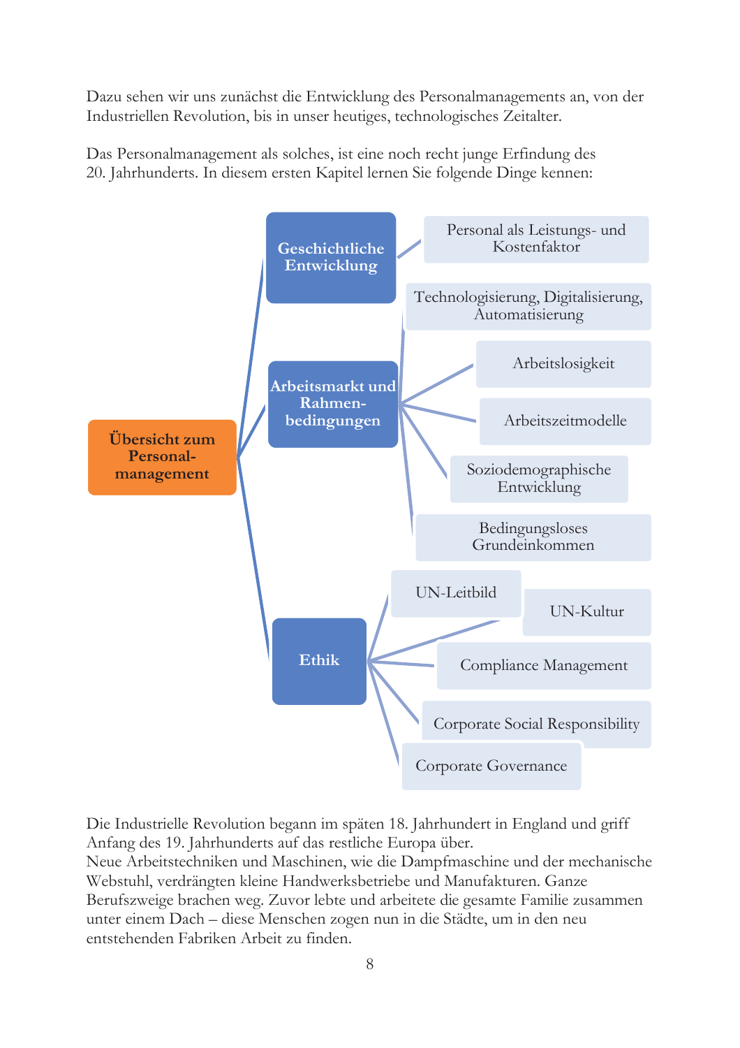Dazu sehen wir uns zunächst die Entwicklung des Personalmanagements an, von der Industriellen Revolution, bis in unser heutiges, technologisches Zeitalter.

Das Personalmanagement als solches, ist eine noch recht junge Erfindung des 20. Jahrhunderts. In diesem ersten Kapitel lernen Sie folgende Dinge kennen:

- **Übersicht zum Personalmanagement**
  - **Geschichtliche Entwicklung**
    - Personal als Leistungs- und Kostenfaktor
  - **Arbeitsmarkt und Rahmenbedingungen**
    - Technologisierung, Digitalisierung, Automatisierung
    - Arbeitslosigkeit
    - Arbeitszeitmodelle
    - Soziodemographische Entwicklung
    - Bedingungsloses Grundeinkommen
  - **Ethik**
    - UN-Leitbild
    - UN-Kultur
    - Compliance Management
    - Corporate Social Responsibility
    - Corporate Governance

Die Industrielle Revolution begann im späten 18. Jahrhundert in England und griff Anfang des 19. Jahrhunderts auf das restliche Europa über.
Neue Arbeitstechniken und Maschinen, wie die Dampfmaschine und der mechanische Webstuhl, verdrängten kleine Handwerksbetriebe und Manufakturen. Ganze Berufszweige brachen weg. Zuvor lebte und arbeitete die gesamte Familie zusammen unter einem Dach – diese Menschen zogen nun in die Städte, um in den neu entstehenden Fabriken Arbeit zu finden.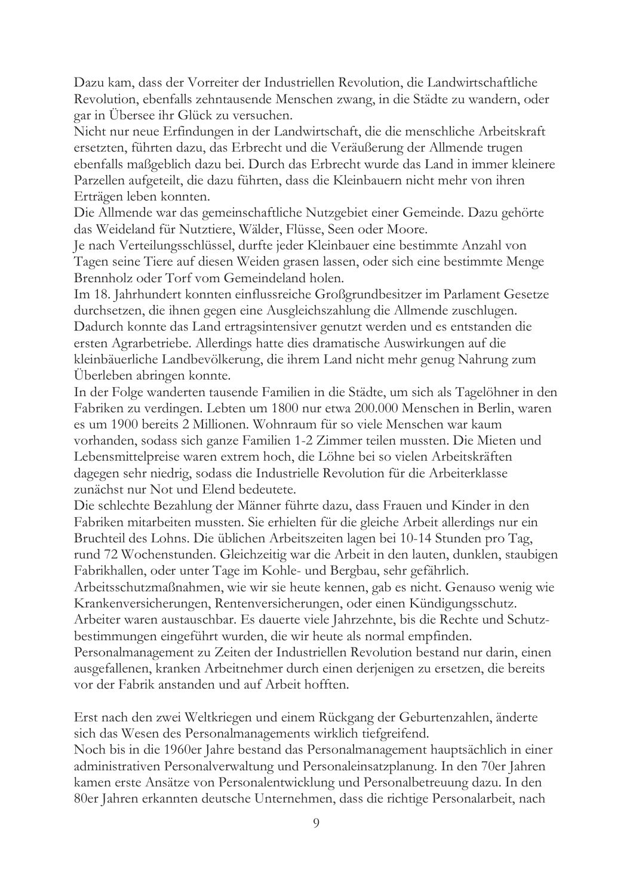Dazu kam, dass der Vorreiter der Industriellen Revolution, die Landwirtschaftliche Revolution, ebenfalls zehntausende Menschen zwang, in die Städte zu wandern, oder gar in Übersee ihr Glück zu versuchen.
Nicht nur neue Erfindungen in der Landwirtschaft, die die menschliche Arbeitskraft ersetzten, führten dazu, das Erbrecht und die Veräußerung der Allmende trugen ebenfalls maßgeblich dazu bei. Durch das Erbrecht wurde das Land in immer kleinere Parzellen aufgeteilt, die dazu führten, dass die Kleinbauern nicht mehr von ihren Erträgen leben konnten.
Die Allmende war das gemeinschaftliche Nutzgebiet einer Gemeinde. Dazu gehörte das Weideland für Nutztiere, Wälder, Flüsse, Seen oder Moore.
Je nach Verteilungsschlüssel, durfte jeder Kleinbauer eine bestimmte Anzahl von Tagen seine Tiere auf diesen Weiden grasen lassen, oder sich eine bestimmte Menge Brennholz oder Torf vom Gemeindeland holen.
Im 18. Jahrhundert konnten einflussreiche Großgrundbesitzer im Parlament Gesetze durchsetzen, die ihnen gegen eine Ausgleichszahlung die Allmende zuschlugen. Dadurch konnte das Land ertragsintensiver genutzt werden und es entstanden die ersten Agrarbetriebe. Allerdings hatte dies dramatische Auswirkungen auf die kleinbäuerliche Landbevölkerung, die ihrem Land nicht mehr genug Nahrung zum Überleben abringen konnte.
In der Folge wanderten tausende Familien in die Städte, um sich als Tagelöhner in den Fabriken zu verdingen. Lebten um 1800 nur etwa 200.000 Menschen in Berlin, waren es um 1900 bereits 2 Millionen. Wohnraum für so viele Menschen war kaum vorhanden, sodass sich ganze Familien 1-2 Zimmer teilen mussten. Die Mieten und Lebensmittelpreise waren extrem hoch, die Löhne bei so vielen Arbeitskräften dagegen sehr niedrig, sodass die Industrielle Revolution für die Arbeiterklasse zunächst nur Not und Elend bedeutete.
Die schlechte Bezahlung der Männer führte dazu, dass Frauen und Kinder in den Fabriken mitarbeiten mussten. Sie erhielten für die gleiche Arbeit allerdings nur ein Bruchteil des Lohns. Die üblichen Arbeitszeiten lagen bei 10-14 Stunden pro Tag, rund 72 Wochenstunden. Gleichzeitig war die Arbeit in den lauten, dunklen, staubigen Fabrikhallen, oder unter Tage im Kohle- und Bergbau, sehr gefährlich.
Arbeitsschutzmaßnahmen, wie wir sie heute kennen, gab es nicht. Genauso wenig wie Krankenversicherungen, Rentenversicherungen, oder einen Kündigungsschutz. Arbeiter waren austauschbar. Es dauerte viele Jahrzehnte, bis die Rechte und Schutz-bestimmungen eingeführt wurden, die wir heute als normal empfinden.
Personalmanagement zu Zeiten der Industriellen Revolution bestand nur darin, einen ausgefallenen, kranken Arbeitnehmer durch einen derjenigen zu ersetzen, die bereits vor der Fabrik anstanden und auf Arbeit hofften.

Erst nach den zwei Weltkriegen und einem Rückgang der Geburtenzahlen, änderte sich das Wesen des Personalmanagements wirklich tiefgreifend.
Noch bis in die 1960er Jahre bestand das Personalmanagement hauptsächlich in einer administrativen Personalverwaltung und Personaleinsatzplanung. In den 70er Jahren kamen erste Ansätze von Personalentwicklung und Personalbetreuung dazu. In den 80er Jahren erkannten deutsche Unternehmen, dass die richtige Personalarbeit, nach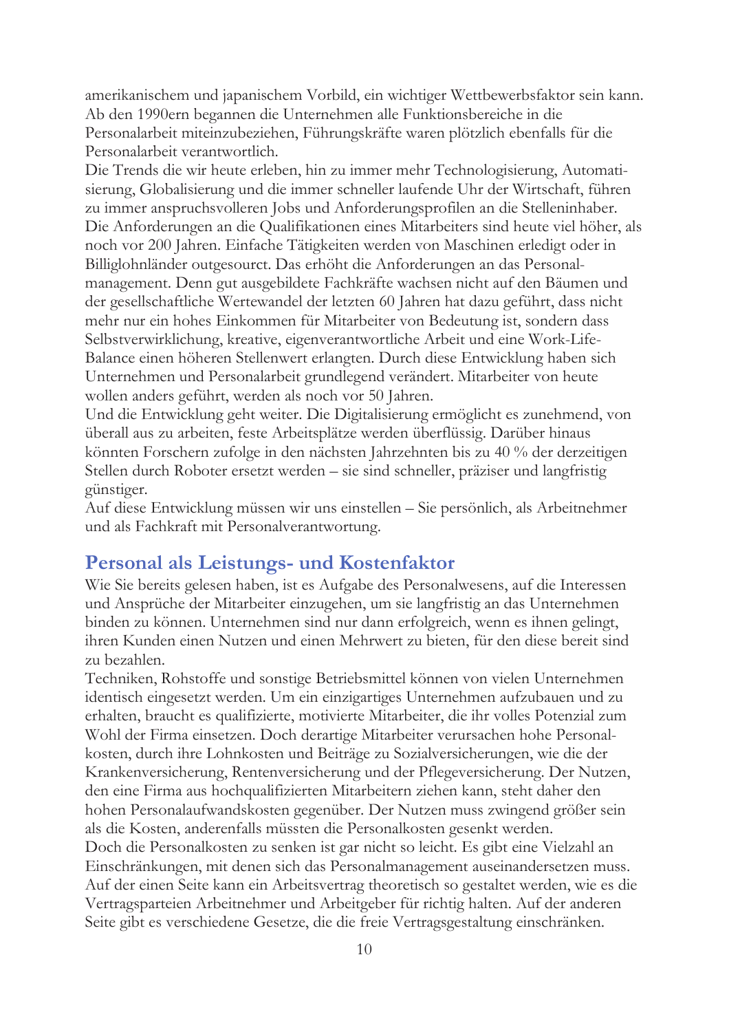amerikanischem und japanischem Vorbild, ein wichtiger Wettbewerbsfaktor sein kann. Ab den 1990ern begannen die Unternehmen alle Funktionsbereiche in die Personalarbeit miteinzubeziehen, Führungskräfte waren plötzlich ebenfalls für die Personalarbeit verantwortlich.

Die Trends die wir heute erleben, hin zu immer mehr Technologisierung, Automatisierung, Globalisierung und die immer schneller laufende Uhr der Wirtschaft, führen zu immer anspruchsvolleren Jobs und Anforderungsprofilen an die Stelleninhaber. Die Anforderungen an die Qualifikationen eines Mitarbeiters sind heute viel höher, als noch vor 200 Jahren. Einfache Tätigkeiten werden von Maschinen erledigt oder in Billiglohnländer outgesourct. Das erhöht die Anforderungen an das Personalmanagement. Denn gut ausgebildete Fachkräfte wachsen nicht auf den Bäumen und der gesellschaftliche Wertewandel der letzten 60 Jahren hat dazu geführt, dass nicht mehr nur ein hohes Einkommen für Mitarbeiter von Bedeutung ist, sondern dass Selbstverwirklichung, kreative, eigenverantwortliche Arbeit und eine Work-Life-Balance einen höheren Stellenwert erlangten. Durch diese Entwicklung haben sich Unternehmen und Personalarbeit grundlegend verändert. Mitarbeiter von heute wollen anders geführt, werden als noch vor 50 Jahren.

Und die Entwicklung geht weiter. Die Digitalisierung ermöglicht es zunehmend, von überall aus zu arbeiten, feste Arbeitsplätze werden überflüssig. Darüber hinaus könnten Forschern zufolge in den nächsten Jahrzehnten bis zu 40 % der derzeitigen Stellen durch Roboter ersetzt werden – sie sind schneller, präziser und langfristig günstiger.

Auf diese Entwicklung müssen wir uns einstellen – Sie persönlich, als Arbeitnehmer und als Fachkraft mit Personalverantwortung.

## Personal als Leistungs- und Kostenfaktor

Wie Sie bereits gelesen haben, ist es Aufgabe des Personalwesens, auf die Interessen und Ansprüche der Mitarbeiter einzugehen, um sie langfristig an das Unternehmen binden zu können. Unternehmen sind nur dann erfolgreich, wenn es ihnen gelingt, ihren Kunden einen Nutzen und einen Mehrwert zu bieten, für den diese bereit sind zu bezahlen.

Techniken, Rohstoffe und sonstige Betriebsmittel können von vielen Unternehmen identisch eingesetzt werden. Um ein einzigartiges Unternehmen aufzubauen und zu erhalten, braucht es qualifizierte, motivierte Mitarbeiter, die ihr volles Potenzial zum Wohl der Firma einsetzen. Doch derartige Mitarbeiter verursachen hohe Personalkosten, durch ihre Lohnkosten und Beiträge zu Sozialversicherungen, wie die der Krankenversicherung, Rentenversicherung und der Pflegeversicherung. Der Nutzen, den eine Firma aus hochqualifizierten Mitarbeitern ziehen kann, steht daher den hohen Personalaufwandskosten gegenüber. Der Nutzen muss zwingend größer sein als die Kosten, anderenfalls müssten die Personalkosten gesenkt werden.

Doch die Personalkosten zu senken ist gar nicht so leicht. Es gibt eine Vielzahl an Einschränkungen, mit denen sich das Personalmanagement auseinandersetzen muss. Auf der einen Seite kann ein Arbeitsvertrag theoretisch so gestaltet werden, wie es die Vertragsparteien Arbeitnehmer und Arbeitgeber für richtig halten. Auf der anderen Seite gibt es verschiedene Gesetze, die die freie Vertragsgestaltung einschränken.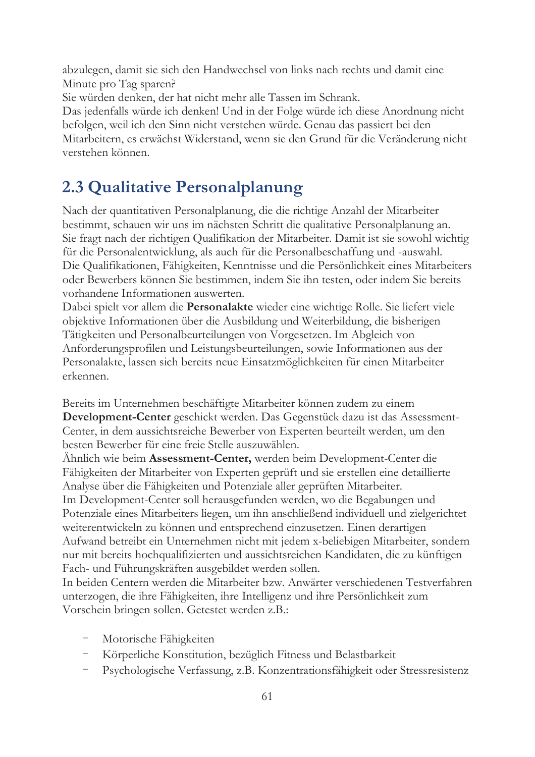abzulegen, damit sie sich den Handwechsel von links nach rechts und damit eine Minute pro Tag sparen?
Sie würden denken, der hat nicht mehr alle Tassen im Schrank.
Das jedenfalls würde ich denken! Und in der Folge würde ich diese Anordnung nicht befolgen, weil ich den Sinn nicht verstehen würde. Genau das passiert bei den Mitarbeitern, es erwächst Widerstand, wenn sie den Grund für die Veränderung nicht verstehen können.

## 2.3 Qualitative Personalplanung

Nach der quantitativen Personalplanung, die die richtige Anzahl der Mitarbeiter bestimmt, schauen wir uns im nächsten Schritt die qualitative Personalplanung an. Sie fragt nach der richtigen Qualifikation der Mitarbeiter. Damit ist sie sowohl wichtig für die Personalentwicklung, als auch für die Personalbeschaffung und -auswahl.
Die Qualifikationen, Fähigkeiten, Kenntnisse und die Persönlichkeit eines Mitarbeiters oder Bewerbers können Sie bestimmen, indem Sie ihn testen, oder indem Sie bereits vorhandene Informationen auswerten.
Dabei spielt vor allem die **Personalakte** wieder eine wichtige Rolle. Sie liefert viele objektive Informationen über die Ausbildung und Weiterbildung, die bisherigen Tätigkeiten und Personalbeurteilungen von Vorgesetzen. Im Abgleich von Anforderungsprofilen und Leistungsbeurteilungen, sowie Informationen aus der Personalakte, lassen sich bereits neue Einsatzmöglichkeiten für einen Mitarbeiter erkennen.

Bereits im Unternehmen beschäftigte Mitarbeiter können zudem zu einem **Development-Center** geschickt werden. Das Gegenstück dazu ist das Assessment-Center, in dem aussichtsreiche Bewerber von Experten beurteilt werden, um den besten Bewerber für eine freie Stelle auszuwählen.
Ähnlich wie beim **Assessment-Center,** werden beim Development-Center die Fähigkeiten der Mitarbeiter von Experten geprüft und sie erstellen eine detaillierte Analyse über die Fähigkeiten und Potenziale aller geprüften Mitarbeiter.
Im Development-Center soll herausgefunden werden, wo die Begabungen und Potenziale eines Mitarbeiters liegen, um ihn anschließend individuell und zielgerichtet weiterentwickeln zu können und entsprechend einzusetzen. Einen derartigen Aufwand betreibt ein Unternehmen nicht mit jedem x-beliebigen Mitarbeiter, sondern nur mit bereits hochqualifizierten und aussichtsreichen Kandidaten, die zu künftigen Fach- und Führungskräften ausgebildet werden sollen.
In beiden Centern werden die Mitarbeiter bzw. Anwärter verschiedenen Testverfahren unterzogen, die ihre Fähigkeiten, ihre Intelligenz und ihre Persönlichkeit zum Vorschein bringen sollen. Getestet werden z.B.:

- Motorische Fähigkeiten
- Körperliche Konstitution, bezüglich Fitness und Belastbarkeit
- Psychologische Verfassung, z.B. Konzentrationsfähigkeit oder Stressresistenz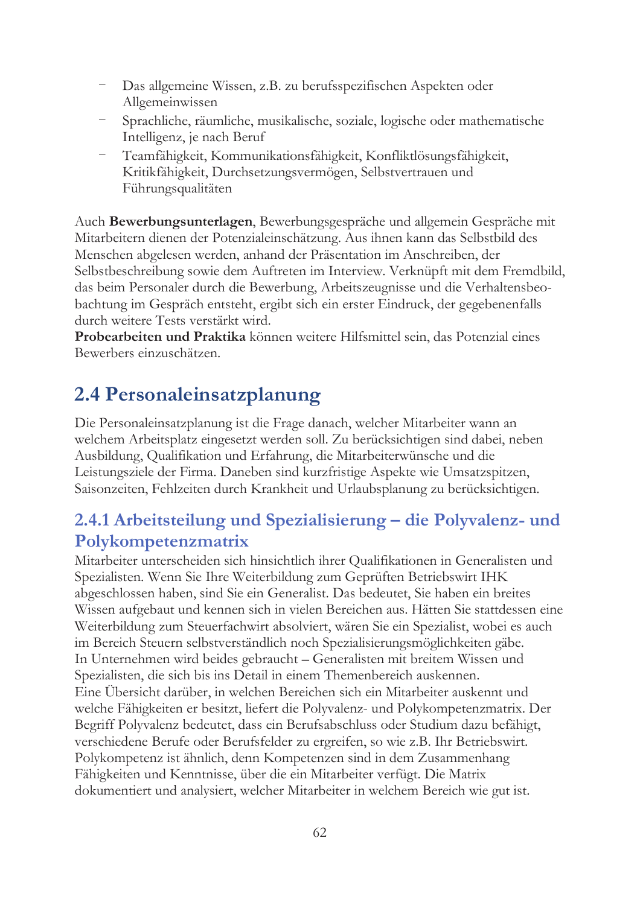- Das allgemeine Wissen, z.B. zu berufsspezifischen Aspekten oder Allgemeinwissen
- Sprachliche, räumliche, musikalische, soziale, logische oder mathematische Intelligenz, je nach Beruf
- Teamfähigkeit, Kommunikationsfähigkeit, Konfliktlösungsfähigkeit, Kritikfähigkeit, Durchsetzungsvermögen, Selbstvertrauen und Führungsqualitäten

Auch **Bewerbungsunterlagen**, Bewerbungsgespräche und allgemein Gespräche mit Mitarbeitern dienen der Potenzialeinschätzung. Aus ihnen kann das Selbstbild des Menschen abgelesen werden, anhand der Präsentation im Anschreiben, der Selbstbeschreibung sowie dem Auftreten im Interview. Verknüpft mit dem Fremdbild, das beim Personaler durch die Bewerbung, Arbeitszeugnisse und die Verhaltensbeobachtung im Gespräch entsteht, ergibt sich ein erster Eindruck, der gegebenenfalls durch weitere Tests verstärkt wird.
**Probearbeiten und Praktika** können weitere Hilfsmittel sein, das Potenzial eines Bewerbers einzuschätzen.

## 2.4 Personaleinsatzplanung

Die Personaleinsatzplanung ist die Frage danach, welcher Mitarbeiter wann an welchem Arbeitsplatz eingesetzt werden soll. Zu berücksichtigen sind dabei, neben Ausbildung, Qualifikation und Erfahrung, die Mitarbeiterwünsche und die Leistungsziele der Firma. Daneben sind kurzfristige Aspekte wie Umsatzspitzen, Saisonzeiten, Fehlzeiten durch Krankheit und Urlaubsplanung zu berücksichtigen.

### 2.4.1 Arbeitsteilung und Spezialisierung – die Polyvalenz- und Polykompetenzmatrix

Mitarbeiter unterscheiden sich hinsichtlich ihrer Qualifikationen in Generalisten und Spezialisten. Wenn Sie Ihre Weiterbildung zum Geprüften Betriebswirt IHK abgeschlossen haben, sind Sie ein Generalist. Das bedeutet, Sie haben ein breites Wissen aufgebaut und kennen sich in vielen Bereichen aus. Hätten Sie stattdessen eine Weiterbildung zum Steuerfachwirt absolviert, wären Sie ein Spezialist, wobei es auch im Bereich Steuern selbstverständlich noch Spezialisierungsmöglichkeiten gäbe.
In Unternehmen wird beides gebraucht – Generalisten mit breitem Wissen und Spezialisten, die sich bis ins Detail in einem Themenbereich auskennen.
Eine Übersicht darüber, in welchen Bereichen sich ein Mitarbeiter auskennt und welche Fähigkeiten er besitzt, liefert die Polyvalenz- und Polykompetenzmatrix. Der Begriff Polyvalenz bedeutet, dass ein Berufsabschluss oder Studium dazu befähigt, verschiedene Berufe oder Berufsfelder zu ergreifen, so wie z.B. Ihr Betriebswirt. Polykompetenz ist ähnlich, denn Kompetenzen sind in dem Zusammenhang Fähigkeiten und Kenntnisse, über die ein Mitarbeiter verfügt. Die Matrix dokumentiert und analysiert, welcher Mitarbeiter in welchem Bereich wie gut ist.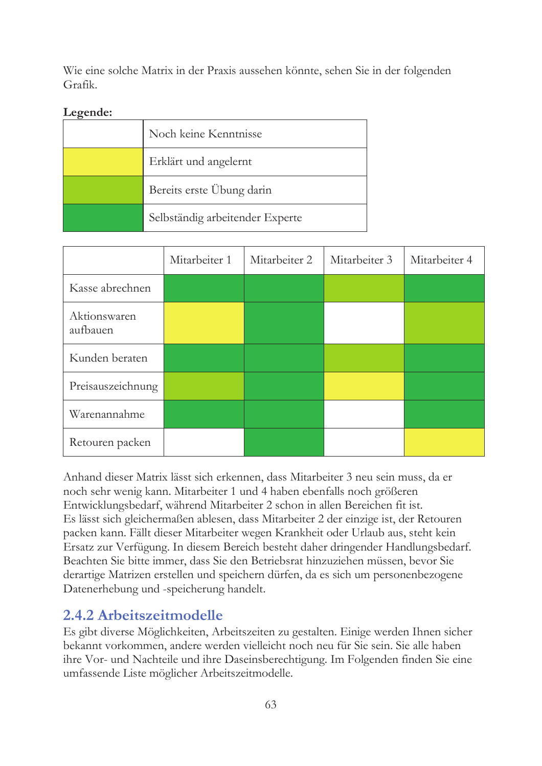Wie eine solche Matrix in der Praxis aussehen könnte, sehen Sie in der folgenden Grafik.

**Legende:**

| Farbe | Bedeutung |
|---|---|
| (weiß) | Noch keine Kenntnisse |
| (gelb) | Erklärt und angelernt |
| (hellgrün) | Bereits erste Übung darin |
| (dunkelgrün) | Selbständig arbeitender Experte |

| | Mitarbeiter 1 | Mitarbeiter 2 | Mitarbeiter 3 | Mitarbeiter 4 |
|---|---|---|---|---|
| Kasse abrechnen | (dunkelgrün) | (dunkelgrün) | (hellgrün) | (dunkelgrün) |
| Aktionswaren aufbauen | (gelb) | (dunkelgrün) | (weiß) | (hellgrün) |
| Kunden beraten | (dunkelgrün) | (dunkelgrün) | (hellgrün) | (dunkelgrün) |
| Preisauszeichnung | (hellgrün) | (dunkelgrün) | (gelb) | (dunkelgrün) |
| Warenannahme | (dunkelgrün) | (dunkelgrün) | (weiß) | (dunkelgrün) |
| Retouren packen | (weiß) | (dunkelgrün) | (weiß) | (gelb) |

Anhand dieser Matrix lässt sich erkennen, dass Mitarbeiter 3 neu sein muss, da er noch sehr wenig kann. Mitarbeiter 1 und 4 haben ebenfalls noch größeren Entwicklungsbedarf, während Mitarbeiter 2 schon in allen Bereichen fit ist.
Es lässt sich gleichermaßen ablesen, dass Mitarbeiter 2 der einzige ist, der Retouren packen kann. Fällt dieser Mitarbeiter wegen Krankheit oder Urlaub aus, steht kein Ersatz zur Verfügung. In diesem Bereich besteht daher dringender Handlungsbedarf.
Beachten Sie bitte immer, dass Sie den Betriebsrat hinzuziehen müssen, bevor Sie derartige Matrizen erstellen und speichern dürfen, da es sich um personenbezogene Datenerhebung und -speicherung handelt.

### 2.4.2 Arbeitszeitmodelle

Es gibt diverse Möglichkeiten, Arbeitszeiten zu gestalten. Einige werden Ihnen sicher bekannt vorkommen, andere werden vielleicht noch neu für Sie sein. Sie alle haben ihre Vor- und Nachteile und ihre Daseinsberechtigung. Im Folgenden finden Sie eine umfassende Liste möglicher Arbeitszeitmodelle.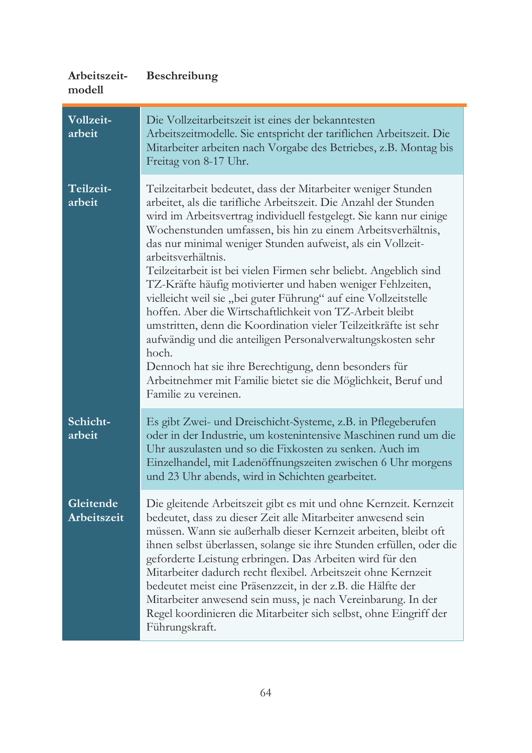| Arbeitszeit-modell | Beschreibung |
| --- | --- |
| **Vollzeit-arbeit** | Die Vollzeitarbeitszeit ist eines der bekanntesten Arbeitszeitmodelle. Sie entspricht der tariflichen Arbeitszeit. Die Mitarbeiter arbeiten nach Vorgabe des Betriebes, z.B. Montag bis Freitag von 8-17 Uhr. |
| **Teilzeit-arbeit** | Teilzeitarbeit bedeutet, dass der Mitarbeiter weniger Stunden arbeitet, als die tarifliche Arbeitszeit. Die Anzahl der Stunden wird im Arbeitsvertrag individuell festgelegt. Sie kann nur einige Wochenstunden umfassen, bis hin zu einem Arbeitsverhältnis, das nur minimal weniger Stunden aufweist, als ein Vollzeitarbeitsverhältnis.<br>Teilzeitarbeit ist bei vielen Firmen sehr beliebt. Angeblich sind TZ-Kräfte häufig motivierter und haben weniger Fehlzeiten, vielleicht weil sie „bei guter Führung" auf eine Vollzeitstelle hoffen. Aber die Wirtschaftlichkeit von TZ-Arbeit bleibt umstritten, denn die Koordination vieler Teilzeitkräfte ist sehr aufwändig und die anteiligen Personalverwaltungskosten sehr hoch.<br>Dennoch hat sie ihre Berechtigung, denn besonders für Arbeitnehmer mit Familie bietet sie die Möglichkeit, Beruf und Familie zu vereinen. |
| **Schicht-arbeit** | Es gibt Zwei- und Dreischicht-Systeme, z.B. in Pflegeberufen oder in der Industrie, um kostenintensive Maschinen rund um die Uhr auszulasten und so die Fixkosten zu senken. Auch im Einzelhandel, mit Ladenöffnungszeiten zwischen 6 Uhr morgens und 23 Uhr abends, wird in Schichten gearbeitet. |
| **Gleitende Arbeitszeit** | Die gleitende Arbeitszeit gibt es mit und ohne Kernzeit. Kernzeit bedeutet, dass zu dieser Zeit alle Mitarbeiter anwesend sein müssen. Wann sie außerhalb dieser Kernzeit arbeiten, bleibt oft ihnen selbst überlassen, solange sie ihre Stunden erfüllen, oder die geforderte Leistung erbringen. Das Arbeiten wird für den Mitarbeiter dadurch recht flexibel. Arbeitszeit ohne Kernzeit bedeutet meist eine Präsenzzeit, in der z.B. die Hälfte der Mitarbeiter anwesend sein muss, je nach Vereinbarung. In der Regel koordinieren die Mitarbeiter sich selbst, ohne Eingriff der Führungskraft. |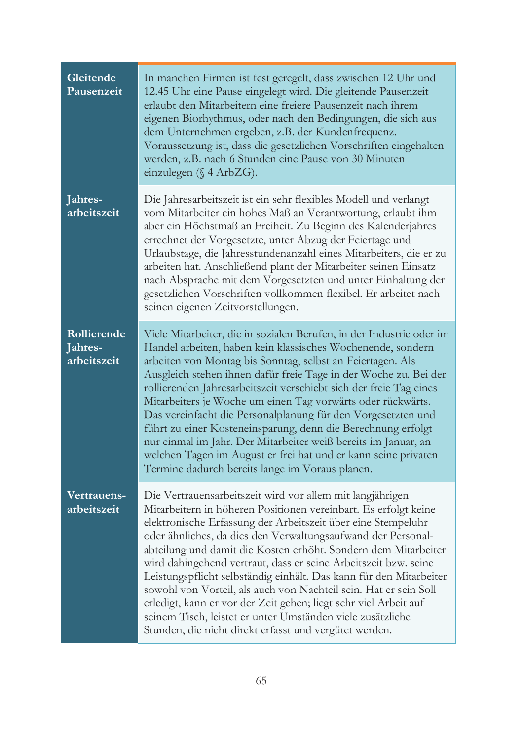| | |
|---|---|
| **Gleitende Pausenzeit** | In manchen Firmen ist fest geregelt, dass zwischen 12 Uhr und 12.45 Uhr eine Pause eingelegt wird. Die gleitende Pausenzeit erlaubt den Mitarbeitern eine freiere Pausenzeit nach ihrem eigenen Biorhythmus, oder nach den Bedingungen, die sich aus dem Unternehmen ergeben, z.B. der Kundenfrequenz. Voraussetzung ist, dass die gesetzlichen Vorschriften eingehalten werden, z.B. nach 6 Stunden eine Pause von 30 Minuten einzulegen (§ 4 ArbZG). |
| **Jahres-arbeitszeit** | Die Jahresarbeitszeit ist ein sehr flexibles Modell und verlangt vom Mitarbeiter ein hohes Maß an Verantwortung, erlaubt ihm aber ein Höchstmaß an Freiheit. Zu Beginn des Kalenderjahres errechnet der Vorgesetzte, unter Abzug der Feiertage und Urlaubstage, die Jahresstundenanzahl eines Mitarbeiters, die er zu arbeiten hat. Anschließend plant der Mitarbeiter seinen Einsatz nach Absprache mit dem Vorgesetzten und unter Einhaltung der gesetzlichen Vorschriften vollkommen flexibel. Er arbeitet nach seinen eigenen Zeitvorstellungen. |
| **Rollierende Jahres-arbeitszeit** | Viele Mitarbeiter, die in sozialen Berufen, in der Industrie oder im Handel arbeiten, haben kein klassisches Wochenende, sondern arbeiten von Montag bis Sonntag, selbst an Feiertagen. Als Ausgleich stehen ihnen dafür freie Tage in der Woche zu. Bei der rollierenden Jahresarbeitszeit verschiebt sich der freie Tag eines Mitarbeiters je Woche um einen Tag vorwärts oder rückwärts. Das vereinfacht die Personalplanung für den Vorgesetzten und führt zu einer Kosteneinsparung, denn die Berechnung erfolgt nur einmal im Jahr. Der Mitarbeiter weiß bereits im Januar, an welchen Tagen im August er frei hat und er kann seine privaten Termine dadurch bereits lange im Voraus planen. |
| **Vertrauens-arbeitszeit** | Die Vertrauensarbeitszeit wird vor allem mit langjährigen Mitarbeitern in höheren Positionen vereinbart. Es erfolgt keine elektronische Erfassung der Arbeitszeit über eine Stempeluhr oder ähnliches, da dies den Verwaltungsaufwand der Personalabteilung und damit die Kosten erhöht. Sondern dem Mitarbeiter wird dahingehend vertraut, dass er seine Arbeitszeit bzw. seine Leistungspflicht selbständig einhält. Das kann für den Mitarbeiter sowohl von Vorteil, als auch von Nachteil sein. Hat er sein Soll erledigt, kann er vor der Zeit gehen; liegt sehr viel Arbeit auf seinem Tisch, leistet er unter Umständen viele zusätzliche Stunden, die nicht direkt erfasst und vergütet werden. |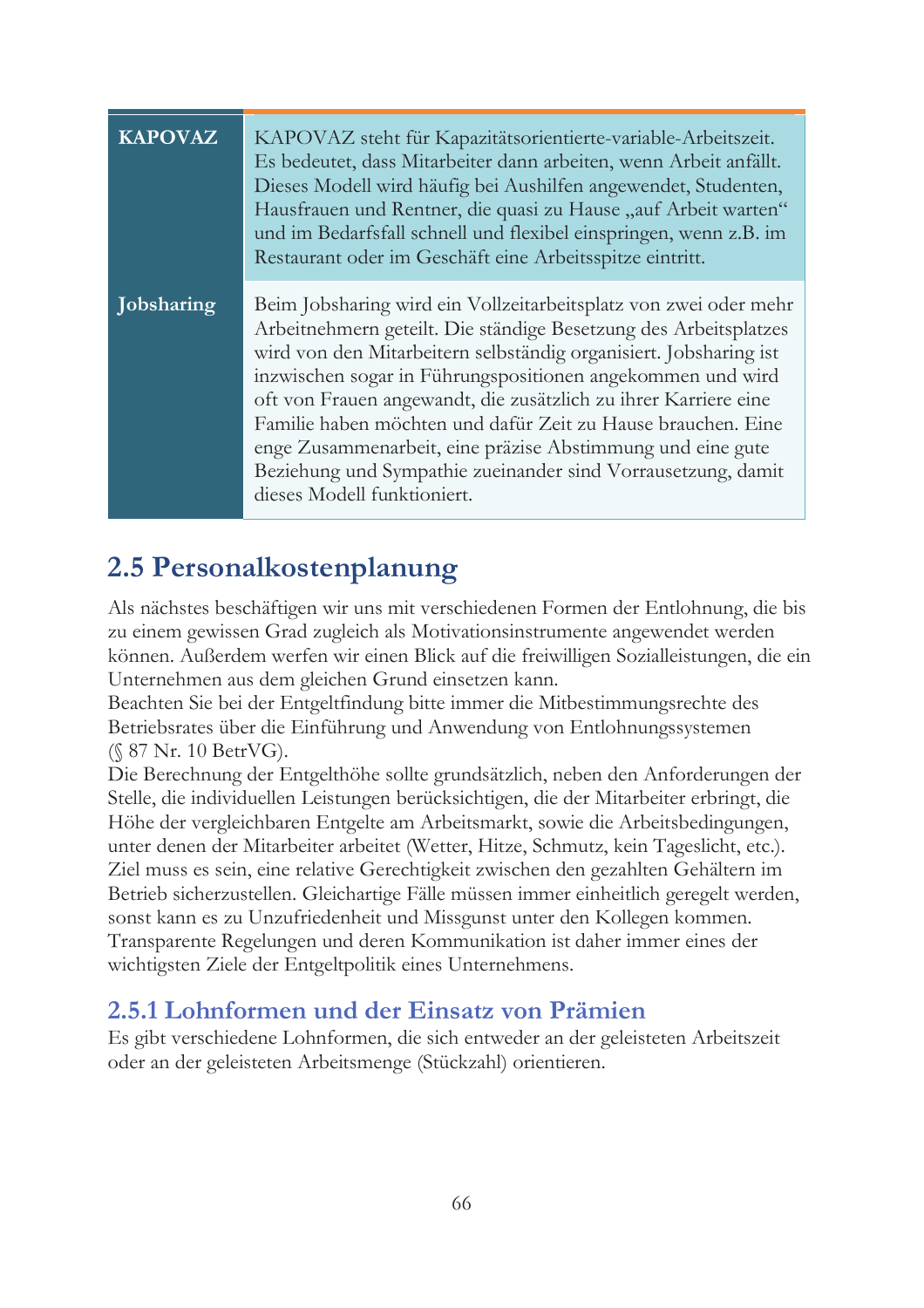| | |
|---|---|
| **KAPOVAZ** | KAPOVAZ steht für Kapazitätsorientierte-variable-Arbeitszeit. Es bedeutet, dass Mitarbeiter dann arbeiten, wenn Arbeit anfällt. Dieses Modell wird häufig bei Aushilfen angewendet, Studenten, Hausfrauen und Rentner, die quasi zu Hause „auf Arbeit warten" und im Bedarfsfall schnell und flexibel einspringen, wenn z.B. im Restaurant oder im Geschäft eine Arbeitsspitze eintritt. |
| **Jobsharing** | Beim Jobsharing wird ein Vollzeitarbeitsplatz von zwei oder mehr Arbeitnehmern geteilt. Die ständige Besetzung des Arbeitsplatzes wird von den Mitarbeitern selbständig organisiert. Jobsharing ist inzwischen sogar in Führungspositionen angekommen und wird oft von Frauen angewandt, die zusätzlich zu ihrer Karriere eine Familie haben möchten und dafür Zeit zu Hause brauchen. Eine enge Zusammenarbeit, eine präzise Abstimmung und eine gute Beziehung und Sympathie zueinander sind Vorrausetzung, damit dieses Modell funktioniert. |

## 2.5 Personalkostenplanung

Als nächstes beschäftigen wir uns mit verschiedenen Formen der Entlohnung, die bis zu einem gewissen Grad zugleich als Motivationsinstrumente angewendet werden können. Außerdem werfen wir einen Blick auf die freiwilligen Sozialleistungen, die ein Unternehmen aus dem gleichen Grund einsetzen kann.
Beachten Sie bei der Entgeltfindung bitte immer die Mitbestimmungsrechte des Betriebsrates über die Einführung und Anwendung von Entlohnungssystemen (§ 87 Nr. 10 BetrVG).
Die Berechnung der Entgelthöhe sollte grundsätzlich, neben den Anforderungen der Stelle, die individuellen Leistungen berücksichtigen, die der Mitarbeiter erbringt, die Höhe der vergleichbaren Entgelte am Arbeitsmarkt, sowie die Arbeitsbedingungen, unter denen der Mitarbeiter arbeitet (Wetter, Hitze, Schmutz, kein Tageslicht, etc.). Ziel muss es sein, eine relative Gerechtigkeit zwischen den gezahlten Gehältern im Betrieb sicherzustellen. Gleichartige Fälle müssen immer einheitlich geregelt werden, sonst kann es zu Unzufriedenheit und Missgunst unter den Kollegen kommen. Transparente Regelungen und deren Kommunikation ist daher immer eines der wichtigsten Ziele der Entgeltpolitik eines Unternehmens.

### 2.5.1 Lohnformen und der Einsatz von Prämien

Es gibt verschiedene Lohnformen, die sich entweder an der geleisteten Arbeitszeit oder an der geleisteten Arbeitsmenge (Stückzahl) orientieren.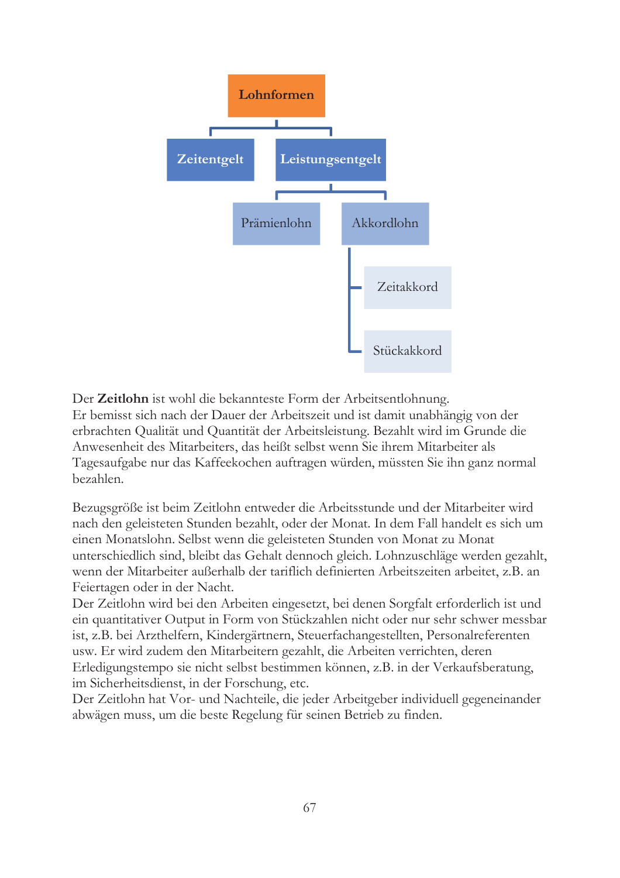- **Lohnformen**
  - **Zeitentgelt**
  - **Leistungsentgelt**
    - Prämienlohn
    - Akkordlohn
      - Zeitakkord
      - Stückakkord

Der **Zeitlohn** ist wohl die bekannteste Form der Arbeitsentlohnung.
Er bemisst sich nach der Dauer der Arbeitszeit und ist damit unabhängig von der erbrachten Qualität und Quantität der Arbeitsleistung. Bezahlt wird im Grunde die Anwesenheit des Mitarbeiters, das heißt selbst wenn Sie ihrem Mitarbeiter als Tagesaufgabe nur das Kaffeekochen auftragen würden, müssten Sie ihn ganz normal bezahlen.

Bezugsgröße ist beim Zeitlohn entweder die Arbeitsstunde und der Mitarbeiter wird nach den geleisteten Stunden bezahlt, oder der Monat. In dem Fall handelt es sich um einen Monatslohn. Selbst wenn die geleisteten Stunden von Monat zu Monat unterschiedlich sind, bleibt das Gehalt dennoch gleich. Lohnzuschläge werden gezahlt, wenn der Mitarbeiter außerhalb der tariflich definierten Arbeitszeiten arbeitet, z.B. an Feiertagen oder in der Nacht.
Der Zeitlohn wird bei den Arbeiten eingesetzt, bei denen Sorgfalt erforderlich ist und ein quantitativer Output in Form von Stückzahlen nicht oder nur sehr schwer messbar ist, z.B. bei Arzthelfern, Kindergärtnern, Steuerfachangestellten, Personalreferenten usw. Er wird zudem den Mitarbeitern gezahlt, die Arbeiten verrichten, deren Erledigungstempo sie nicht selbst bestimmen können, z.B. in der Verkaufsberatung, im Sicherheitsdienst, in der Forschung, etc.
Der Zeitlohn hat Vor- und Nachteile, die jeder Arbeitgeber individuell gegeneinander abwägen muss, um die beste Regelung für seinen Betrieb zu finden.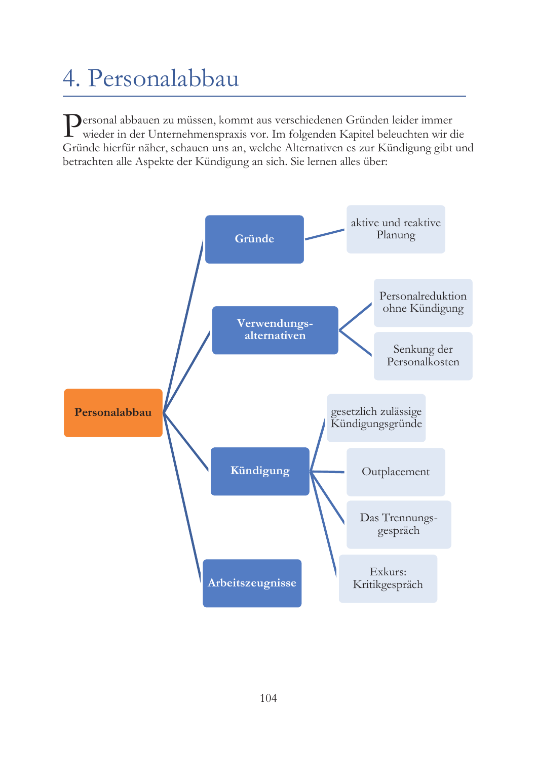# 4. Personalabbau

Personal abbauen zu müssen, kommt aus verschiedenen Gründen leider immer wieder in der Unternehmenspraxis vor. Im folgenden Kapitel beleuchten wir die Gründe hierfür näher, schauen uns an, welche Alternativen es zur Kündigung gibt und betrachten alle Aspekte der Kündigung an sich. Sie lernen alles über:

- **Personalabbau**
  - **Gründe**
    - aktive und reaktive Planung
  - **Verwendungsalternativen**
    - Personalreduktion ohne Kündigung
    - Senkung der Personalkosten
  - **Kündigung**
    - gesetzlich zulässige Kündigungsgründe
    - Outplacement
    - Das Trennungsgespräch
    - Exkurs: Kritikgespräch
  - **Arbeitszeugnisse**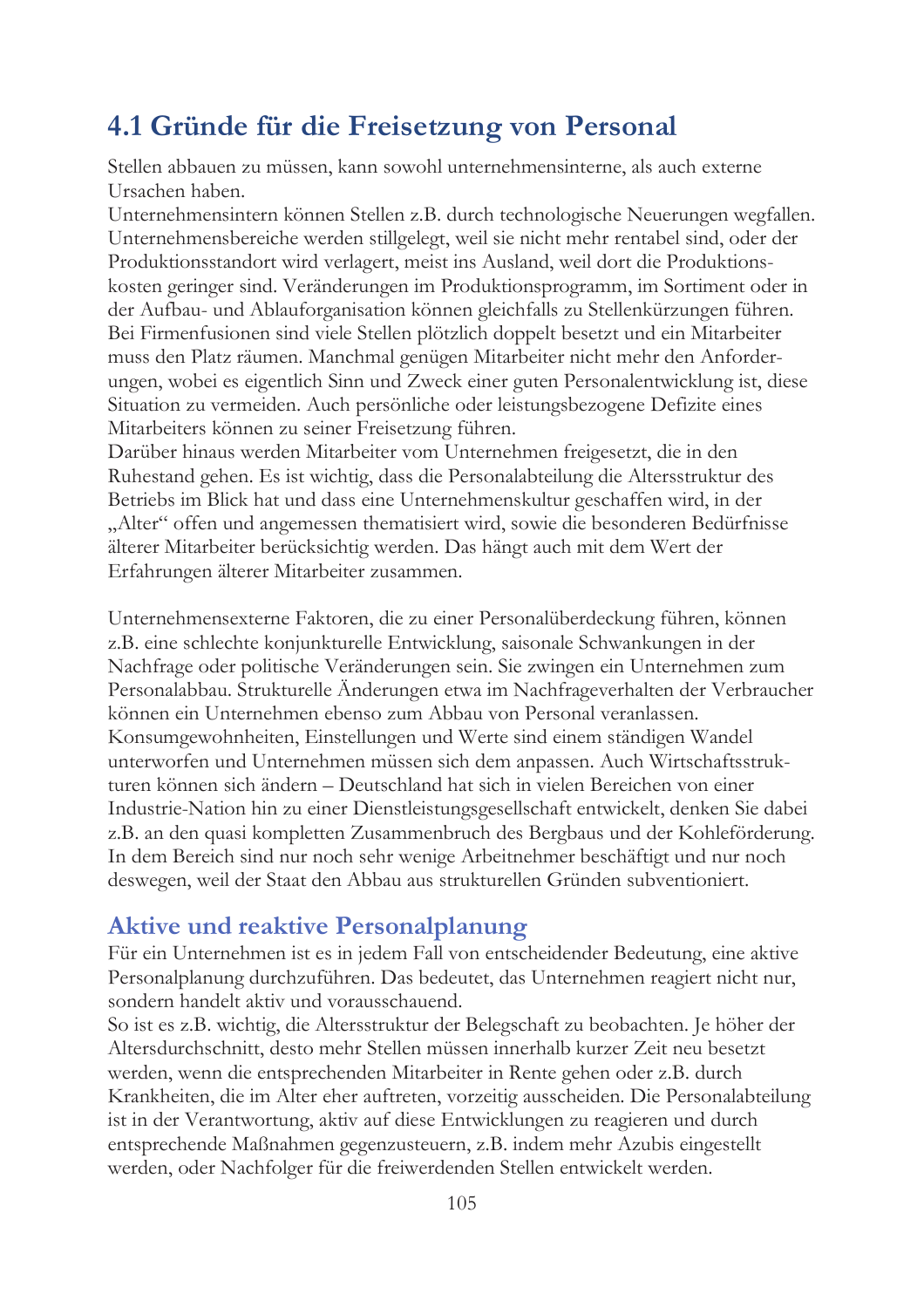## 4.1 Gründe für die Freisetzung von Personal

Stellen abbauen zu müssen, kann sowohl unternehmensinterne, als auch externe Ursachen haben.
Unternehmensintern können Stellen z.B. durch technologische Neuerungen wegfallen. Unternehmensbereiche werden stillgelegt, weil sie nicht mehr rentabel sind, oder der Produktionsstandort wird verlagert, meist ins Ausland, weil dort die Produktionskosten geringer sind. Veränderungen im Produktionsprogramm, im Sortiment oder in der Aufbau- und Ablauforganisation können gleichfalls zu Stellenkürzungen führen. Bei Firmenfusionen sind viele Stellen plötzlich doppelt besetzt und ein Mitarbeiter muss den Platz räumen. Manchmal genügen Mitarbeiter nicht mehr den Anforderungen, wobei es eigentlich Sinn und Zweck einer guten Personalentwicklung ist, diese Situation zu vermeiden. Auch persönliche oder leistungsbezogene Defizite eines Mitarbeiters können zu seiner Freisetzung führen.
Darüber hinaus werden Mitarbeiter vom Unternehmen freigesetzt, die in den Ruhestand gehen. Es ist wichtig, dass die Personalabteilung die Altersstruktur des Betriebs im Blick hat und dass eine Unternehmenskultur geschaffen wird, in der „Alter" offen und angemessen thematisiert wird, sowie die besonderen Bedürfnisse älterer Mitarbeiter berücksichtig werden. Das hängt auch mit dem Wert der Erfahrungen älterer Mitarbeiter zusammen.

Unternehmensexterne Faktoren, die zu einer Personalüberdeckung führen, können z.B. eine schlechte konjunkturelle Entwicklung, saisonale Schwankungen in der Nachfrage oder politische Veränderungen sein. Sie zwingen ein Unternehmen zum Personalabbau. Strukturelle Änderungen etwa im Nachfrageverhalten der Verbraucher können ein Unternehmen ebenso zum Abbau von Personal veranlassen. Konsumgewohnheiten, Einstellungen und Werte sind einem ständigen Wandel unterworfen und Unternehmen müssen sich dem anpassen. Auch Wirtschaftsstrukturen können sich ändern – Deutschland hat sich in vielen Bereichen von einer Industrie-Nation hin zu einer Dienstleistungsgesellschaft entwickelt, denken Sie dabei z.B. an den quasi kompletten Zusammenbruch des Bergbaus und der Kohleförderung. In dem Bereich sind nur noch sehr wenige Arbeitnehmer beschäftigt und nur noch deswegen, weil der Staat den Abbau aus strukturellen Gründen subventioniert.

### Aktive und reaktive Personalplanung

Für ein Unternehmen ist es in jedem Fall von entscheidender Bedeutung, eine aktive Personalplanung durchzuführen. Das bedeutet, das Unternehmen reagiert nicht nur, sondern handelt aktiv und vorausschauend.
So ist es z.B. wichtig, die Altersstruktur der Belegschaft zu beobachten. Je höher der Altersdurchschnitt, desto mehr Stellen müssen innerhalb kurzer Zeit neu besetzt werden, wenn die entsprechenden Mitarbeiter in Rente gehen oder z.B. durch Krankheiten, die im Alter eher auftreten, vorzeitig ausscheiden. Die Personalabteilung ist in der Verantwortung, aktiv auf diese Entwicklungen zu reagieren und durch entsprechende Maßnahmen gegenzusteuern, z.B. indem mehr Azubis eingestellt werden, oder Nachfolger für die freiwerdenden Stellen entwickelt werden.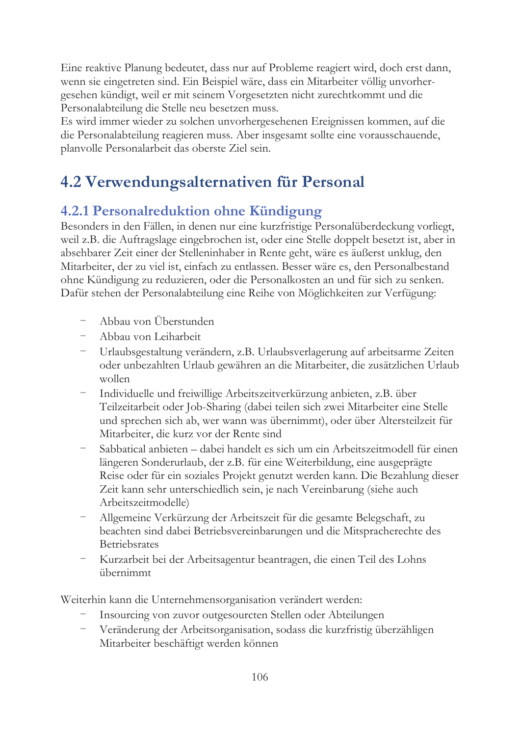Eine reaktive Planung bedeutet, dass nur auf Probleme reagiert wird, doch erst dann, wenn sie eingetreten sind. Ein Beispiel wäre, dass ein Mitarbeiter völlig unvorhergesehen kündigt, weil er mit seinem Vorgesetzten nicht zurechtkommt und die Personalabteilung die Stelle neu besetzen muss.
Es wird immer wieder zu solchen unvorhergesehenen Ereignissen kommen, auf die die Personalabteilung reagieren muss. Aber insgesamt sollte eine vorausschauende, planvolle Personalarbeit das oberste Ziel sein.

## 4.2 Verwendungsalternativen für Personal

### 4.2.1 Personalreduktion ohne Kündigung

Besonders in den Fällen, in denen nur eine kurzfristige Personalüberdeckung vorliegt, weil z.B. die Auftragslage eingebrochen ist, oder eine Stelle doppelt besetzt ist, aber in absehbarer Zeit einer der Stelleninhaber in Rente geht, wäre es äußerst unklug, den Mitarbeiter, der zu viel ist, einfach zu entlassen. Besser wäre es, den Personalbestand ohne Kündigung zu reduzieren, oder die Personalkosten an und für sich zu senken. Dafür stehen der Personalabteilung eine Reihe von Möglichkeiten zur Verfügung:

- Abbau von Überstunden
- Abbau von Leiharbeit
- Urlaubsgestaltung verändern, z.B. Urlaubsverlagerung auf arbeitsarme Zeiten oder unbezahlten Urlaub gewähren an die Mitarbeiter, die zusätzlichen Urlaub wollen
- Individuelle und freiwillige Arbeitszeitverkürzung anbieten, z.B. über Teilzeitarbeit oder Job-Sharing (dabei teilen sich zwei Mitarbeiter eine Stelle und sprechen sich ab, wer wann was übernimmt), oder über Altersteilzeit für Mitarbeiter, die kurz vor der Rente sind
- Sabbatical anbieten – dabei handelt es sich um ein Arbeitszeitmodell für einen längeren Sonderurlaub, der z.B. für eine Weiterbildung, eine ausgeprägte Reise oder für ein soziales Projekt genutzt werden kann. Die Bezahlung dieser Zeit kann sehr unterschiedlich sein, je nach Vereinbarung (siehe auch Arbeitszeitmodelle)
- Allgemeine Verkürzung der Arbeitszeit für die gesamte Belegschaft, zu beachten sind dabei Betriebsvereinbarungen und die Mitspracherechte des Betriebsrates
- Kurzarbeit bei der Arbeitsagentur beantragen, die einen Teil des Lohns übernimmt

Weiterhin kann die Unternehmensorganisation verändert werden:

- Insourcing von zuvor outgesourcten Stellen oder Abteilungen
- Veränderung der Arbeitsorganisation, sodass die kurzfristig überzähligen Mitarbeiter beschäftigt werden können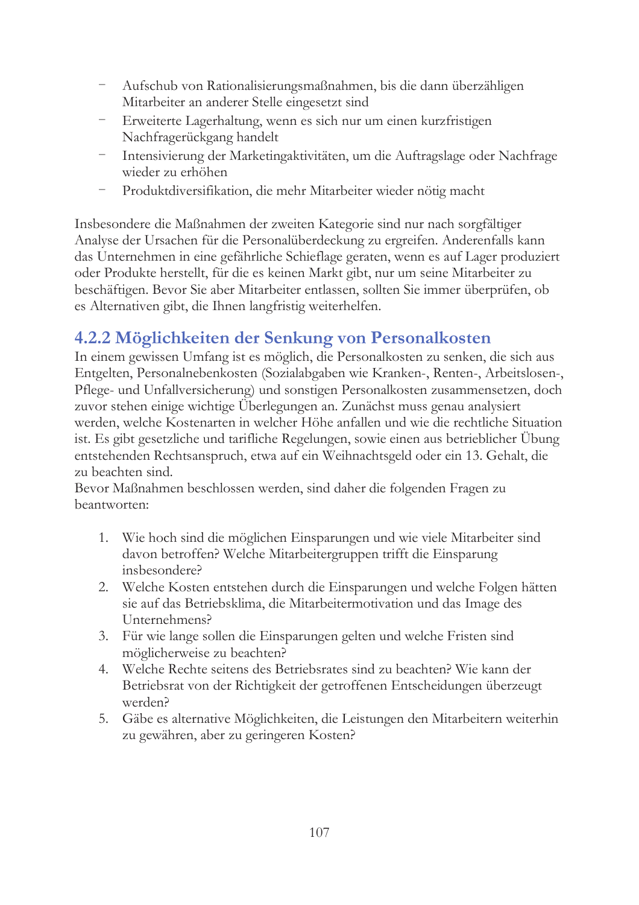- Aufschub von Rationalisierungsmaßnahmen, bis die dann überzähligen Mitarbeiter an anderer Stelle eingesetzt sind
- Erweiterte Lagerhaltung, wenn es sich nur um einen kurzfristigen Nachfragerückgang handelt
- Intensivierung der Marketingaktivitäten, um die Auftragslage oder Nachfrage wieder zu erhöhen
- Produktdiversifikation, die mehr Mitarbeiter wieder nötig macht

Insbesondere die Maßnahmen der zweiten Kategorie sind nur nach sorgfältiger Analyse der Ursachen für die Personalüberdeckung zu ergreifen. Anderenfalls kann das Unternehmen in eine gefährliche Schieflage geraten, wenn es auf Lager produziert oder Produkte herstellt, für die es keinen Markt gibt, nur um seine Mitarbeiter zu beschäftigen. Bevor Sie aber Mitarbeiter entlassen, sollten Sie immer überprüfen, ob es Alternativen gibt, die Ihnen langfristig weiterhelfen.

### 4.2.2 Möglichkeiten der Senkung von Personalkosten

In einem gewissen Umfang ist es möglich, die Personalkosten zu senken, die sich aus Entgelten, Personalnebenkosten (Sozialabgaben wie Kranken-, Renten-, Arbeitslosen-, Pflege- und Unfallversicherung) und sonstigen Personalkosten zusammensetzen, doch zuvor stehen einige wichtige Überlegungen an. Zunächst muss genau analysiert werden, welche Kostenarten in welcher Höhe anfallen und wie die rechtliche Situation ist. Es gibt gesetzliche und tarifliche Regelungen, sowie einen aus betrieblicher Übung entstehenden Rechtsanspruch, etwa auf ein Weihnachtsgeld oder ein 13. Gehalt, die zu beachten sind.
Bevor Maßnahmen beschlossen werden, sind daher die folgenden Fragen zu beantworten:

1. Wie hoch sind die möglichen Einsparungen und wie viele Mitarbeiter sind davon betroffen? Welche Mitarbeitergruppen trifft die Einsparung insbesondere?
2. Welche Kosten entstehen durch die Einsparungen und welche Folgen hätten sie auf das Betriebsklima, die Mitarbeitermotivation und das Image des Unternehmens?
3. Für wie lange sollen die Einsparungen gelten und welche Fristen sind möglicherweise zu beachten?
4. Welche Rechte seitens des Betriebsrates sind zu beachten? Wie kann der Betriebsrat von der Richtigkeit der getroffenen Entscheidungen überzeugt werden?
5. Gäbe es alternative Möglichkeiten, die Leistungen den Mitarbeitern weiterhin zu gewähren, aber zu geringeren Kosten?